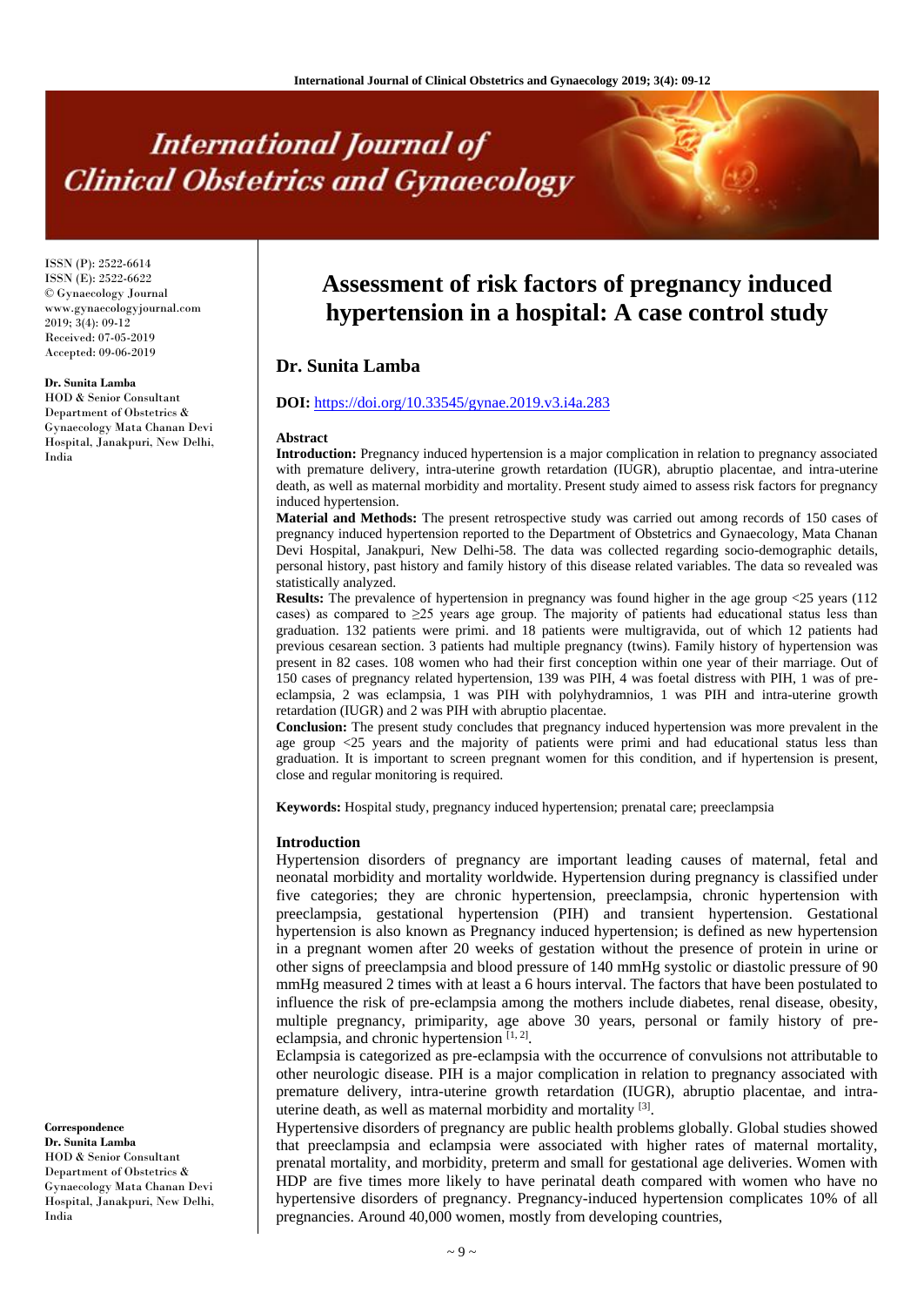# Assessment of risk factors of pregnancy induced hypertension in a hospital: A case control study

ISSN (P): 2522-6614
ISSN (E): 2522-6622
© Gynaecology Journal
www.gynaecologyjournal.com
2019; 3(4): 09-12
Received: 07-05-2019
Accepted: 09-06-2019

**Dr. Sunita Lamba**
HOD & Senior Consultant Department of Obstetrics & Gynaecology Mata Chanan Devi Hospital, Janakpuri, New Delhi, India

## Dr. Sunita Lamba

**DOI:** https://doi.org/10.33545/gynae.2019.v3.i4a.283

### Abstract

**Introduction:** Pregnancy induced hypertension is a major complication in relation to pregnancy associated with premature delivery, intra-uterine growth retardation (IUGR), abruptio placentae, and intra-uterine death, as well as maternal morbidity and mortality. Present study aimed to assess risk factors for pregnancy induced hypertension.

**Material and Methods:** The present retrospective study was carried out among records of 150 cases of pregnancy induced hypertension reported to the Department of Obstetrics and Gynaecology, Mata Chanan Devi Hospital, Janakpuri, New Delhi-58. The data was collected regarding socio-demographic details, personal history, past history and family history of this disease related variables. The data so revealed was statistically analyzed.

**Results:** The prevalence of hypertension in pregnancy was found higher in the age group <25 years (112 cases) as compared to ≥25 years age group. The majority of patients had educational status less than graduation. 132 patients were primi. and 18 patients were multigravida, out of which 12 patients had previous cesarean section. 3 patients had multiple pregnancy (twins). Family history of hypertension was present in 82 cases. 108 women who had their first conception within one year of their marriage. Out of 150 cases of pregnancy related hypertension, 139 was PIH, 4 was foetal distress with PIH, 1 was of pre-eclampsia, 2 was eclampsia, 1 was PIH with polyhydramnios, 1 was PIH and intra-uterine growth retardation (IUGR) and 2 was PIH with abruptio placentae.

**Conclusion:** The present study concludes that pregnancy induced hypertension was more prevalent in the age group <25 years and the majority of patients were primi and had educational status less than graduation. It is important to screen pregnant women for this condition, and if hypertension is present, close and regular monitoring is required.

**Keywords:** Hospital study, pregnancy induced hypertension; prenatal care; preeclampsia

### Introduction

Hypertension disorders of pregnancy are important leading causes of maternal, fetal and neonatal morbidity and mortality worldwide. Hypertension during pregnancy is classified under five categories; they are chronic hypertension, preeclampsia, chronic hypertension with preeclampsia, gestational hypertension (PIH) and transient hypertension. Gestational hypertension is also known as Pregnancy induced hypertension; is defined as new hypertension in a pregnant women after 20 weeks of gestation without the presence of protein in urine or other signs of preeclampsia and blood pressure of 140 mmHg systolic or diastolic pressure of 90 mmHg measured 2 times with at least a 6 hours interval. The factors that have been postulated to influence the risk of pre-eclampsia among the mothers include diabetes, renal disease, obesity, multiple pregnancy, primiparity, age above 30 years, personal or family history of pre-eclampsia, and chronic hypertension [1, 2].

Eclampsia is categorized as pre-eclampsia with the occurrence of convulsions not attributable to other neurologic disease. PIH is a major complication in relation to pregnancy associated with premature delivery, intra-uterine growth retardation (IUGR), abruptio placentae, and intra-uterine death, as well as maternal morbidity and mortality [3].

Hypertensive disorders of pregnancy are public health problems globally. Global studies showed that preeclampsia and eclampsia were associated with higher rates of maternal mortality, prenatal mortality, and morbidity, preterm and small for gestational age deliveries. Women with HDP are five times more likely to have perinatal death compared with women who have no hypertensive disorders of pregnancy. Pregnancy-induced hypertension complicates 10% of all pregnancies. Around 40,000 women, mostly from developing countries,

**Correspondence**
**Dr. Sunita Lamba**
HOD & Senior Consultant Department of Obstetrics & Gynaecology Mata Chanan Devi Hospital, Janakpuri, New Delhi, India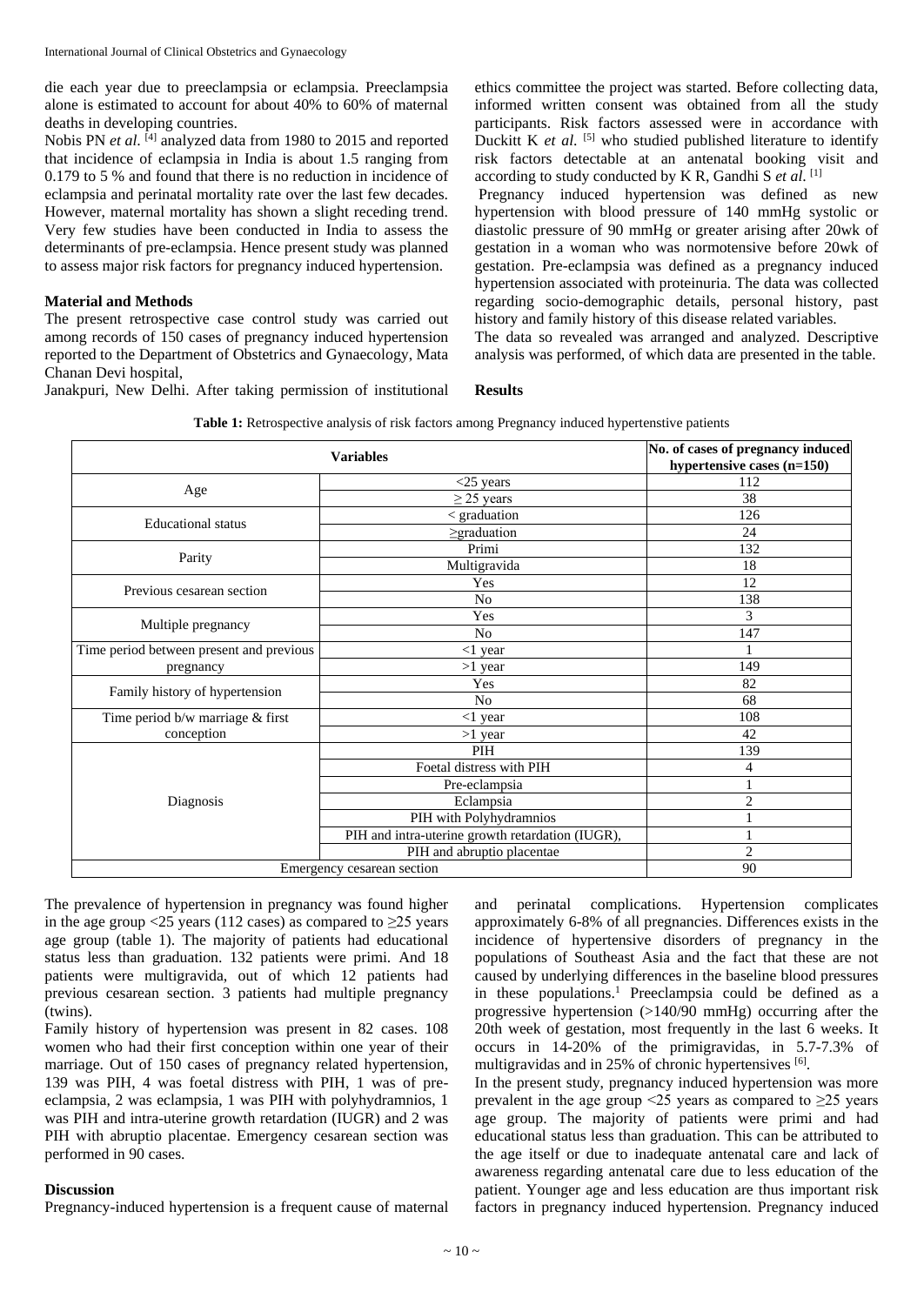die each year due to preeclampsia or eclampsia. Preeclampsia alone is estimated to account for about 40% to 60% of maternal deaths in developing countries.

Nobis PN *et al.* [4] analyzed data from 1980 to 2015 and reported that incidence of eclampsia in India is about 1.5 ranging from 0.179 to 5 % and found that there is no reduction in incidence of eclampsia and perinatal mortality rate over the last few decades. However, maternal mortality has shown a slight receding trend. Very few studies have been conducted in India to assess the determinants of pre-eclampsia. Hence present study was planned to assess major risk factors for pregnancy induced hypertension.

## Material and Methods

The present retrospective case control study was carried out among records of 150 cases of pregnancy induced hypertension reported to the Department of Obstetrics and Gynaecology, Mata Chanan Devi hospital,

Janakpuri, New Delhi. After taking permission of institutional ethics committee the project was started. Before collecting data, informed written consent was obtained from all the study participants. Risk factors assessed were in accordance with Duckitt K *et al.* [5] who studied published literature to identify risk factors detectable at an antenatal booking visit and according to study conducted by K R, Gandhi S *et al.* [1]

Pregnancy induced hypertension was defined as new hypertension with blood pressure of 140 mmHg systolic or diastolic pressure of 90 mmHg or greater arising after 20wk of gestation in a woman who was normotensive before 20wk of gestation. Pre-eclampsia was defined as a pregnancy induced hypertension associated with proteinuria. The data was collected regarding socio-demographic details, personal history, past history and family history of this disease related variables.

The data so revealed was arranged and analyzed. Descriptive analysis was performed, of which data are presented in the table.

## Results

**Table 1:** Retrospective analysis of risk factors among Pregnancy induced hypertenstive patients

| Variables | | No. of cases of pregnancy induced hypertensive cases (n=150) |
|---|---|---|
| Age | <25 years | 112 |
| | ≥ 25 years | 38 |
| Educational status | < graduation | 126 |
| | ≥graduation | 24 |
| Parity | Primi | 132 |
| | Multigravida | 18 |
| Previous cesarean section | Yes | 12 |
| | No | 138 |
| Multiple pregnancy | Yes | 3 |
| | No | 147 |
| Time period between present and previous pregnancy | <1 year | 1 |
| | >1 year | 149 |
| Family history of hypertension | Yes | 82 |
| | No | 68 |
| Time period b/w marriage & first conception | <1 year | 108 |
| | >1 year | 42 |
| Diagnosis | PIH | 139 |
| | Foetal distress with PIH | 4 |
| | Pre-eclampsia | 1 |
| | Eclampsia | 2 |
| | PIH with Polyhydramnios | 1 |
| | PIH and intra-uterine growth retardation (IUGR), | 1 |
| | PIH and abruptio placentae | 2 |
| Emergency cesarean section | | 90 |

The prevalence of hypertension in pregnancy was found higher in the age group <25 years (112 cases) as compared to ≥25 years age group (table 1). The majority of patients had educational status less than graduation. 132 patients were primi. And 18 patients were multigravida, out of which 12 patients had previous cesarean section. 3 patients had multiple pregnancy (twins).

Family history of hypertension was present in 82 cases. 108 women who had their first conception within one year of their marriage. Out of 150 cases of pregnancy related hypertension, 139 was PIH, 4 was foetal distress with PIH, 1 was of pre-eclampsia, 2 was eclampsia, 1 was PIH with polyhydramnios, 1 was PIH and intra-uterine growth retardation (IUGR) and 2 was PIH with abruptio placentae. Emergency cesarean section was performed in 90 cases.

## Discussion

Pregnancy-induced hypertension is a frequent cause of maternal and perinatal complications. Hypertension complicates approximately 6-8% of all pregnancies. Differences exists in the incidence of hypertensive disorders of pregnancy in the populations of Southeast Asia and the fact that these are not caused by underlying differences in the baseline blood pressures in these populations.[1] Preeclampsia could be defined as a progressive hypertension (>140/90 mmHg) occurring after the 20th week of gestation, most frequently in the last 6 weeks. It occurs in 14-20% of the primigravidas, in 5.7-7.3% of multigravidas and in 25% of chronic hypertensives [6].

In the present study, pregnancy induced hypertension was more prevalent in the age group <25 years as compared to ≥25 years age group. The majority of patients were primi and had educational status less than graduation. This can be attributed to the age itself or due to inadequate antenatal care and lack of awareness regarding antenatal care due to less education of the patient. Younger age and less education are thus important risk factors in pregnancy induced hypertension. Pregnancy induced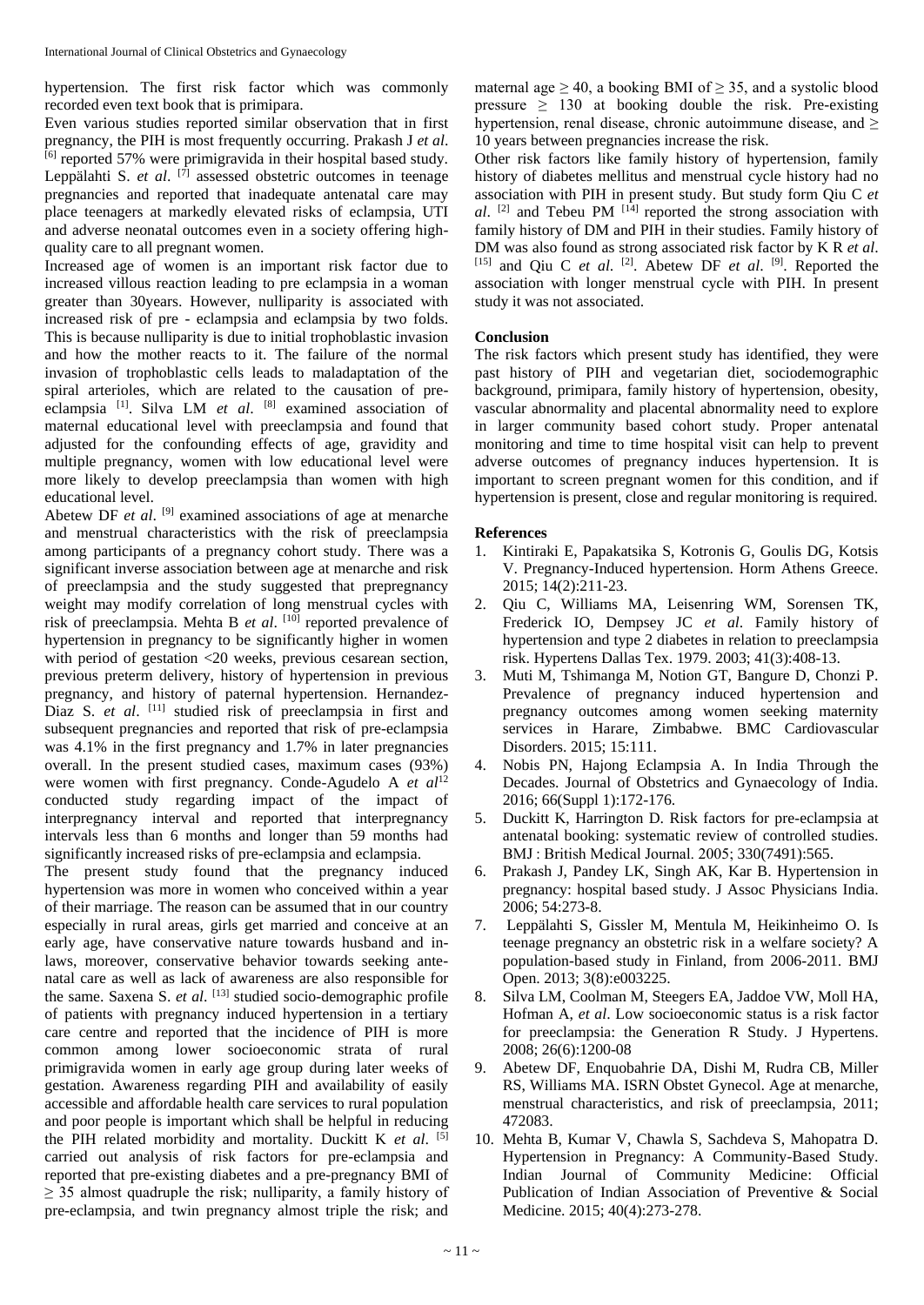hypertension. The first risk factor which was commonly recorded even text book that is primipara.

Even various studies reported similar observation that in first pregnancy, the PIH is most frequently occurring. Prakash J *et al*. [6] reported 57% were primigravida in their hospital based study. Leppälahti S. *et al*. [7] assessed obstetric outcomes in teenage pregnancies and reported that inadequate antenatal care may place teenagers at markedly elevated risks of eclampsia, UTI and adverse neonatal outcomes even in a society offering high-quality care to all pregnant women.

Increased age of women is an important risk factor due to increased villous reaction leading to pre eclampsia in a woman greater than 30years. However, nulliparity is associated with increased risk of pre - eclampsia and eclampsia by two folds. This is because nulliparity is due to initial trophoblastic invasion and how the mother reacts to it. The failure of the normal invasion of trophoblastic cells leads to maladaptation of the spiral arterioles, which are related to the causation of pre-eclampsia [1]. Silva LM *et al*. [8] examined association of maternal educational level with preeclampsia and found that adjusted for the confounding effects of age, gravidity and multiple pregnancy, women with low educational level were more likely to develop preeclampsia than women with high educational level.

Abetew DF *et al*. [9] examined associations of age at menarche and menstrual characteristics with the risk of preeclampsia among participants of a pregnancy cohort study. There was a significant inverse association between age at menarche and risk of preeclampsia and the study suggested that prepregnancy weight may modify correlation of long menstrual cycles with risk of preeclampsia. Mehta B *et al*. [10] reported prevalence of hypertension in pregnancy to be significantly higher in women with period of gestation <20 weeks, previous cesarean section, previous preterm delivery, history of hypertension in previous pregnancy, and history of paternal hypertension. Hernandez-Diaz S. *et al*. [11] studied risk of preeclampsia in first and subsequent pregnancies and reported that risk of pre-eclampsia was 4.1% in the first pregnancy and 1.7% in later pregnancies overall. In the present studied cases, maximum cases (93%) were women with first pregnancy. Conde-Agudelo A *et al*[12] conducted study regarding impact of the impact of interpregnancy interval and reported that interpregnancy intervals less than 6 months and longer than 59 months had significantly increased risks of pre-eclampsia and eclampsia.

The present study found that the pregnancy induced hypertension was more in women who conceived within a year of their marriage. The reason can be assumed that in our country especially in rural areas, girls get married and conceive at an early age, have conservative nature towards husband and in-laws, moreover, conservative behavior towards seeking ante-natal care as well as lack of awareness are also responsible for the same. Saxena S. *et al*. [13] studied socio-demographic profile of patients with pregnancy induced hypertension in a tertiary care centre and reported that the incidence of PIH is more common among lower socioeconomic strata of rural primigravida women in early age group during later weeks of gestation. Awareness regarding PIH and availability of easily accessible and affordable health care services to rural population and poor people is important which shall be helpful in reducing the PIH related morbidity and mortality. Duckitt K *et al*. [5] carried out analysis of risk factors for pre-eclampsia and reported that pre-existing diabetes and a pre-pregnancy BMI of ≥ 35 almost quadruple the risk; nulliparity, a family history of pre-eclampsia, and twin pregnancy almost triple the risk; and maternal age ≥ 40, a booking BMI of ≥ 35, and a systolic blood pressure ≥ 130 at booking double the risk. Pre-existing hypertension, renal disease, chronic autoimmune disease, and ≥ 10 years between pregnancies increase the risk.

Other risk factors like family history of hypertension, family history of diabetes mellitus and menstrual cycle history had no association with PIH in present study. But study form Qiu C *et al*. [2] and Tebeu PM [14] reported the strong association with family history of DM and PIH in their studies. Family history of DM was also found as strong associated risk factor by K R *et al*. [15] and Qiu C *et al*. [2]. Abetew DF *et al*. [9]. Reported the association with longer menstrual cycle with PIH. In present study it was not associated.

## Conclusion

The risk factors which present study has identified, they were past history of PIH and vegetarian diet, sociodemographic background, primipara, family history of hypertension, obesity, vascular abnormality and placental abnormality need to explore in larger community based cohort study. Proper antenatal monitoring and time to time hospital visit can help to prevent adverse outcomes of pregnancy induces hypertension. It is important to screen pregnant women for this condition, and if hypertension is present, close and regular monitoring is required.

## References

1. Kintiraki E, Papakatsika S, Kotronis G, Goulis DG, Kotsis V. Pregnancy-Induced hypertension. Horm Athens Greece. 2015; 14(2):211-23.
2. Qiu C, Williams MA, Leisenring WM, Sorensen TK, Frederick IO, Dempsey JC *et al*. Family history of hypertension and type 2 diabetes in relation to preeclampsia risk. Hypertens Dallas Tex. 1979. 2003; 41(3):408-13.
3. Muti M, Tshimanga M, Notion GT, Bangure D, Chonzi P. Prevalence of pregnancy induced hypertension and pregnancy outcomes among women seeking maternity services in Harare, Zimbabwe. BMC Cardiovascular Disorders. 2015; 15:111.
4. Nobis PN, Hajong Eclampsia A. In India Through the Decades. Journal of Obstetrics and Gynaecology of India. 2016; 66(Suppl 1):172-176.
5. Duckitt K, Harrington D. Risk factors for pre-eclampsia at antenatal booking: systematic review of controlled studies. BMJ : British Medical Journal. 2005; 330(7491):565.
6. Prakash J, Pandey LK, Singh AK, Kar B. Hypertension in pregnancy: hospital based study. J Assoc Physicians India. 2006; 54:273-8.
7. Leppälahti S, Gissler M, Mentula M, Heikinheimo O. Is teenage pregnancy an obstetric risk in a welfare society? A population-based study in Finland, from 2006-2011. BMJ Open. 2013; 3(8):e003225.
8. Silva LM, Coolman M, Steegers EA, Jaddoe VW, Moll HA, Hofman A, *et al*. Low socioeconomic status is a risk factor for preeclampsia: the Generation R Study. J Hypertens. 2008; 26(6):1200-08
9. Abetew DF, Enquobahrie DA, Dishi M, Rudra CB, Miller RS, Williams MA. ISRN Obstet Gynecol. Age at menarche, menstrual characteristics, and risk of preeclampsia, 2011; 472083.
10. Mehta B, Kumar V, Chawla S, Sachdeva S, Mahopatra D. Hypertension in Pregnancy: A Community-Based Study. Indian Journal of Community Medicine: Official Publication of Indian Association of Preventive & Social Medicine. 2015; 40(4):273-278.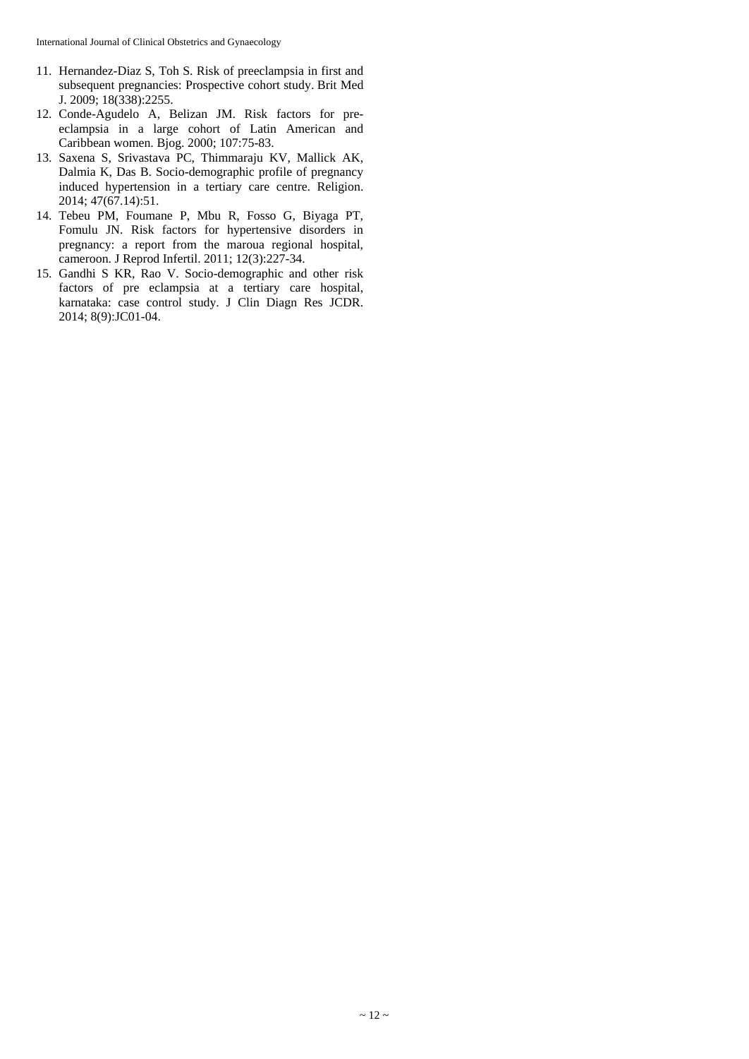11. Hernandez-Diaz S, Toh S. Risk of preeclampsia in first and subsequent pregnancies: Prospective cohort study. Brit Med J. 2009; 18(338):2255.
12. Conde-Agudelo A, Belizan JM. Risk factors for pre-eclampsia in a large cohort of Latin American and Caribbean women. Bjog. 2000; 107:75-83.
13. Saxena S, Srivastava PC, Thimmaraju KV, Mallick AK, Dalmia K, Das B. Socio-demographic profile of pregnancy induced hypertension in a tertiary care centre. Religion. 2014; 47(67.14):51.
14. Tebeu PM, Foumane P, Mbu R, Fosso G, Biyaga PT, Fomulu JN. Risk factors for hypertensive disorders in pregnancy: a report from the maroua regional hospital, cameroon. J Reprod Infertil. 2011; 12(3):227-34.
15. Gandhi S KR, Rao V. Socio-demographic and other risk factors of pre eclampsia at a tertiary care hospital, karnataka: case control study. J Clin Diagn Res JCDR. 2014; 8(9):JC01-04.